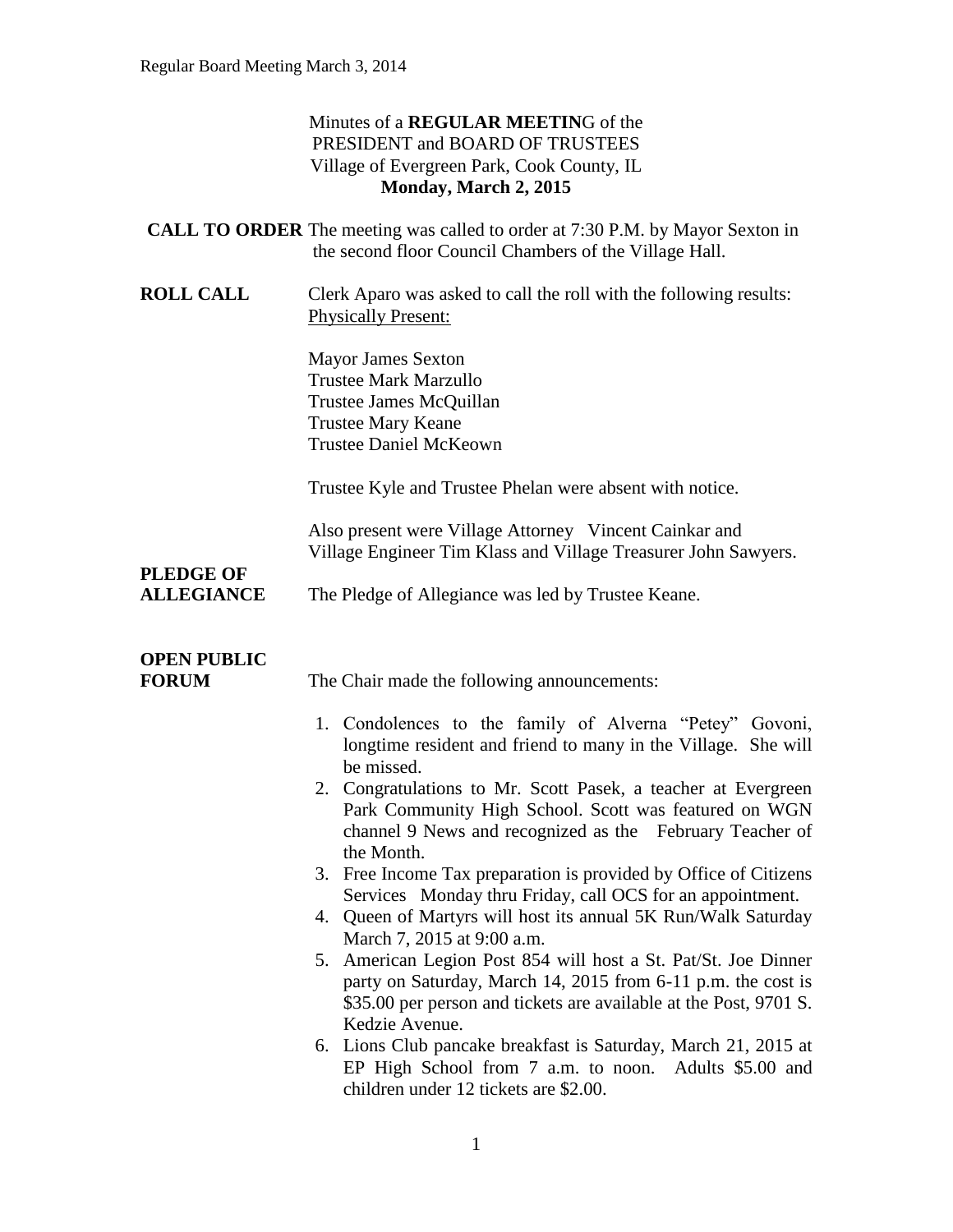Minutes of a **REGULAR MEETIN**G of the
PRESIDENT and BOARD OF TRUSTEES
Village of Evergreen Park, Cook County, IL
**Monday, March 2, 2015**

**CALL TO ORDER** The meeting was called to order at 7:30 P.M. by Mayor Sexton in the second floor Council Chambers of the Village Hall.

**ROLL CALL** Clerk Aparo was asked to call the roll with the following results:
Physically Present:

Mayor James Sexton
Trustee Mark Marzullo
Trustee James McQuillan
Trustee Mary Keane
Trustee Daniel McKeown

Trustee Kyle and Trustee Phelan were absent with notice.

Also present were Village Attorney Vincent Cainkar and Village Engineer Tim Klass and Village Treasurer John Sawyers.

**PLEDGE OF ALLEGIANCE** The Pledge of Allegiance was led by Trustee Keane.

**OPEN PUBLIC FORUM** The Chair made the following announcements:

1. Condolences to the family of Alverna "Petey" Govoni, longtime resident and friend to many in the Village. She will be missed.
2. Congratulations to Mr. Scott Pasek, a teacher at Evergreen Park Community High School. Scott was featured on WGN channel 9 News and recognized as the February Teacher of the Month.
3. Free Income Tax preparation is provided by Office of Citizens Services Monday thru Friday, call OCS for an appointment.
4. Queen of Martyrs will host its annual 5K Run/Walk Saturday March 7, 2015 at 9:00 a.m.
5. American Legion Post 854 will host a St. Pat/St. Joe Dinner party on Saturday, March 14, 2015 from 6-11 p.m. the cost is $35.00 per person and tickets are available at the Post, 9701 S. Kedzie Avenue.
6. Lions Club pancake breakfast is Saturday, March 21, 2015 at EP High School from 7 a.m. to noon. Adults $5.00 and children under 12 tickets are $2.00.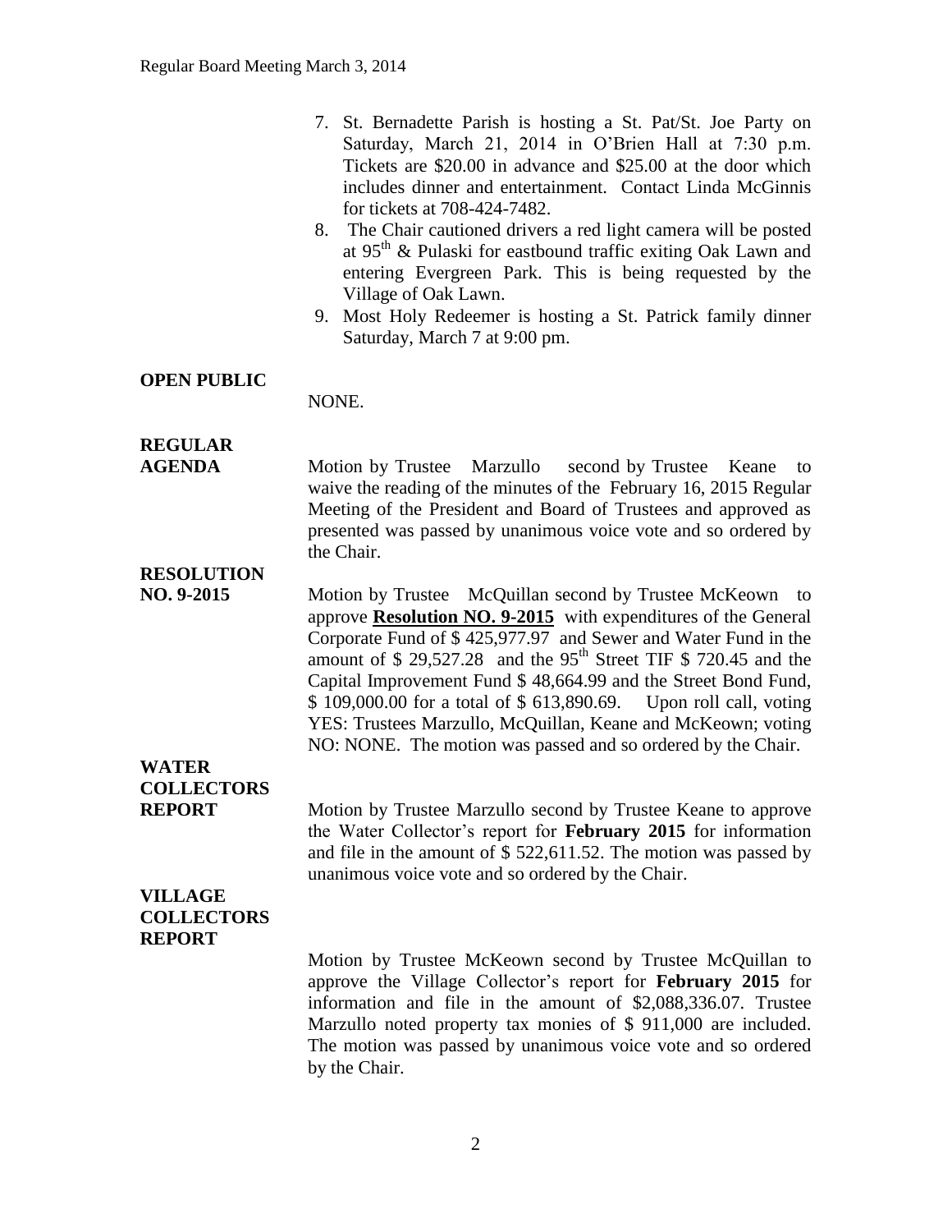7. St. Bernadette Parish is hosting a St. Pat/St. Joe Party on Saturday, March 21, 2014 in O'Brien Hall at 7:30 p.m. Tickets are $20.00 in advance and $25.00 at the door which includes dinner and entertainment. Contact Linda McGinnis for tickets at 708-424-7482.
8. The Chair cautioned drivers a red light camera will be posted at 95th & Pulaski for eastbound traffic exiting Oak Lawn and entering Evergreen Park. This is being requested by the Village of Oak Lawn.
9. Most Holy Redeemer is hosting a St. Patrick family dinner Saturday, March 7 at 9:00 pm.

**OPEN PUBLIC**

NONE.

**REGULAR AGENDA**

Motion by Trustee Marzullo second by Trustee Keane to waive the reading of the minutes of the February 16, 2015 Regular Meeting of the President and Board of Trustees and approved as presented was passed by unanimous voice vote and so ordered by the Chair.

**RESOLUTION NO. 9-2015**

Motion by Trustee McQuillan second by Trustee McKeown to approve **Resolution NO. 9-2015** with expenditures of the General Corporate Fund of $ 425,977.97 and Sewer and Water Fund in the amount of $ 29,527.28 and the 95th Street TIF $ 720.45 and the Capital Improvement Fund $ 48,664.99 and the Street Bond Fund, $ 109,000.00 for a total of $ 613,890.69. Upon roll call, voting YES: Trustees Marzullo, McQuillan, Keane and McKeown; voting NO: NONE. The motion was passed and so ordered by the Chair.

**WATER COLLECTORS REPORT**

Motion by Trustee Marzullo second by Trustee Keane to approve the Water Collector's report for **February 2015** for information and file in the amount of $ 522,611.52. The motion was passed by unanimous voice vote and so ordered by the Chair.

**VILLAGE COLLECTORS REPORT**

Motion by Trustee McKeown second by Trustee McQuillan to approve the Village Collector's report for **February 2015** for information and file in the amount of $2,088,336.07. Trustee Marzullo noted property tax monies of $ 911,000 are included. The motion was passed by unanimous voice vote and so ordered by the Chair.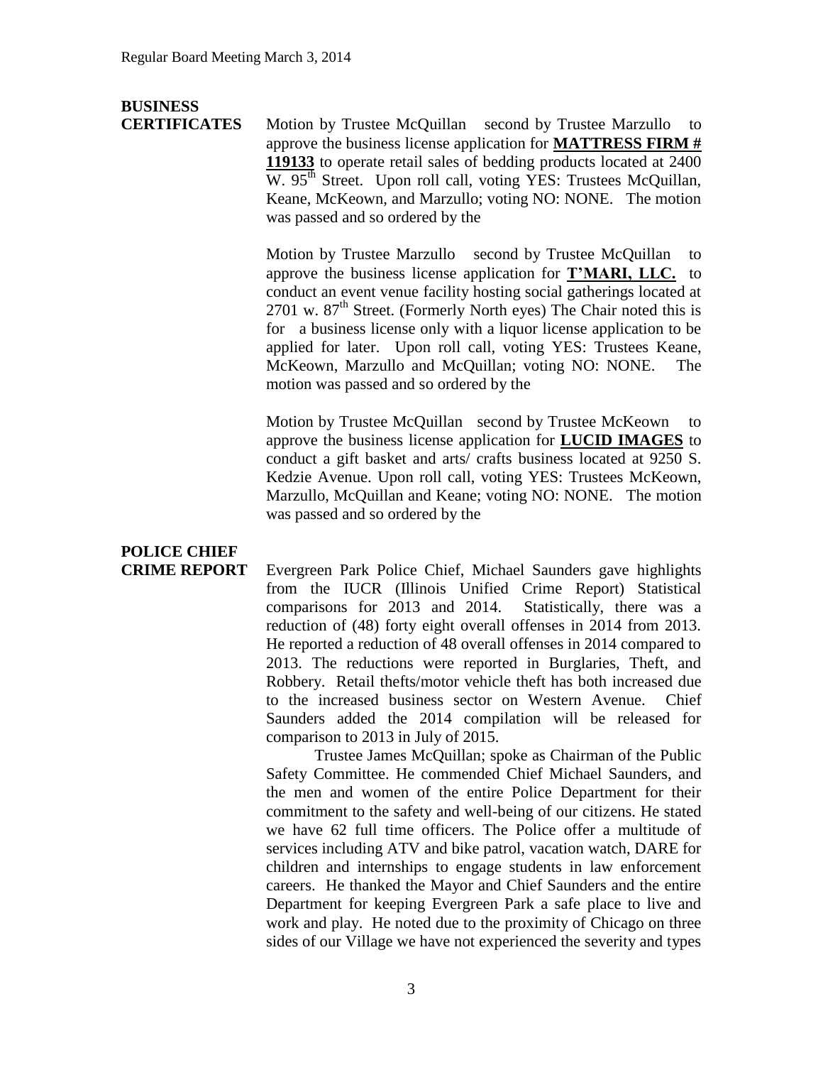**BUSINESS CERTIFICATES**

Motion by Trustee McQuillan second by Trustee Marzullo to approve the business license application for **MATTRESS FIRM # 119133** to operate retail sales of bedding products located at 2400 W. 95th Street. Upon roll call, voting YES: Trustees McQuillan, Keane, McKeown, and Marzullo; voting NO: NONE. The motion was passed and so ordered by the

Motion by Trustee Marzullo second by Trustee McQuillan to approve the business license application for **T'MARI, LLC.** to conduct an event venue facility hosting social gatherings located at 2701 w. 87th Street. (Formerly North eyes) The Chair noted this is for a business license only with a liquor license application to be applied for later. Upon roll call, voting YES: Trustees Keane, McKeown, Marzullo and McQuillan; voting NO: NONE. The motion was passed and so ordered by the

Motion by Trustee McQuillan second by Trustee McKeown to approve the business license application for **LUCID IMAGES** to conduct a gift basket and arts/ crafts business located at 9250 S. Kedzie Avenue. Upon roll call, voting YES: Trustees McKeown, Marzullo, McQuillan and Keane; voting NO: NONE. The motion was passed and so ordered by the

**POLICE CHIEF CRIME REPORT**

Evergreen Park Police Chief, Michael Saunders gave highlights from the IUCR (Illinois Unified Crime Report) Statistical comparisons for 2013 and 2014. Statistically, there was a reduction of (48) forty eight overall offenses in 2014 from 2013. He reported a reduction of 48 overall offenses in 2014 compared to 2013. The reductions were reported in Burglaries, Theft, and Robbery. Retail thefts/motor vehicle theft has both increased due to the increased business sector on Western Avenue. Chief Saunders added the 2014 compilation will be released for comparison to 2013 in July of 2015.

Trustee James McQuillan; spoke as Chairman of the Public Safety Committee. He commended Chief Michael Saunders, and the men and women of the entire Police Department for their commitment to the safety and well-being of our citizens. He stated we have 62 full time officers. The Police offer a multitude of services including ATV and bike patrol, vacation watch, DARE for children and internships to engage students in law enforcement careers. He thanked the Mayor and Chief Saunders and the entire Department for keeping Evergreen Park a safe place to live and work and play. He noted due to the proximity of Chicago on three sides of our Village we have not experienced the severity and types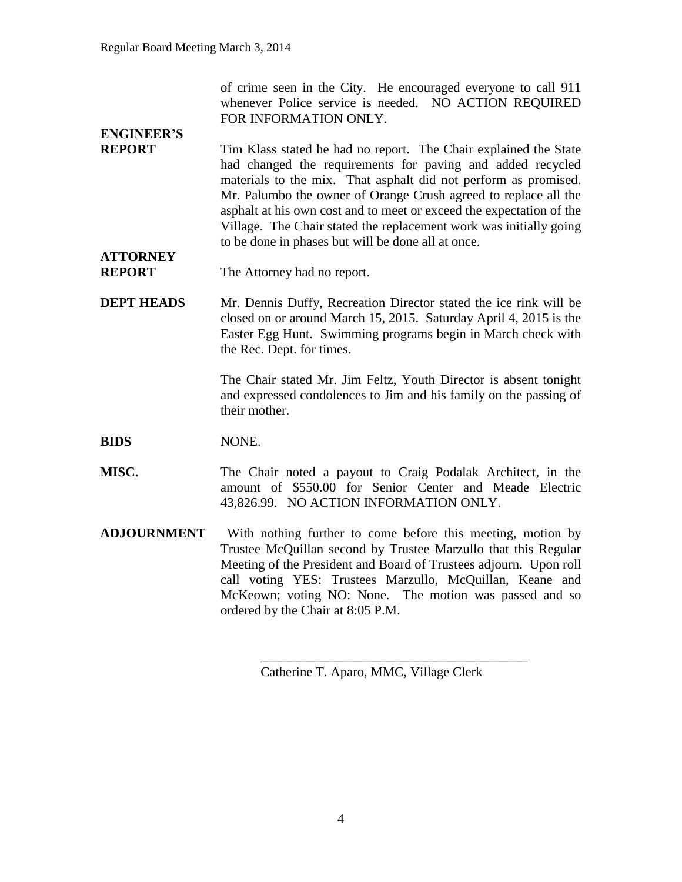of crime seen in the City. He encouraged everyone to call 911 whenever Police service is needed. NO ACTION REQUIRED FOR INFORMATION ONLY.

**ENGINEER'S REPORT** Tim Klass stated he had no report. The Chair explained the State had changed the requirements for paving and added recycled materials to the mix. That asphalt did not perform as promised. Mr. Palumbo the owner of Orange Crush agreed to replace all the asphalt at his own cost and to meet or exceed the expectation of the Village. The Chair stated the replacement work was initially going to be done in phases but will be done all at once.

**ATTORNEY REPORT** The Attorney had no report.

**DEPT HEADS** Mr. Dennis Duffy, Recreation Director stated the ice rink will be closed on or around March 15, 2015. Saturday April 4, 2015 is the Easter Egg Hunt. Swimming programs begin in March check with the Rec. Dept. for times.

The Chair stated Mr. Jim Feltz, Youth Director is absent tonight and expressed condolences to Jim and his family on the passing of their mother.

**BIDS** NONE.

**MISC.** The Chair noted a payout to Craig Podalak Architect, in the amount of $550.00 for Senior Center and Meade Electric 43,826.99. NO ACTION INFORMATION ONLY.

**ADJOURNMENT** With nothing further to come before this meeting, motion by Trustee McQuillan second by Trustee Marzullo that this Regular Meeting of the President and Board of Trustees adjourn. Upon roll call voting YES: Trustees Marzullo, McQuillan, Keane and McKeown; voting NO: None. The motion was passed and so ordered by the Chair at 8:05 P.M.

\_\_\_\_\_\_\_\_\_\_\_\_\_\_\_\_\_\_\_\_\_\_\_\_\_\_\_\_\_\_\_\_\_\_\_\_\_\_\_\_

Catherine T. Aparo, MMC, Village Clerk